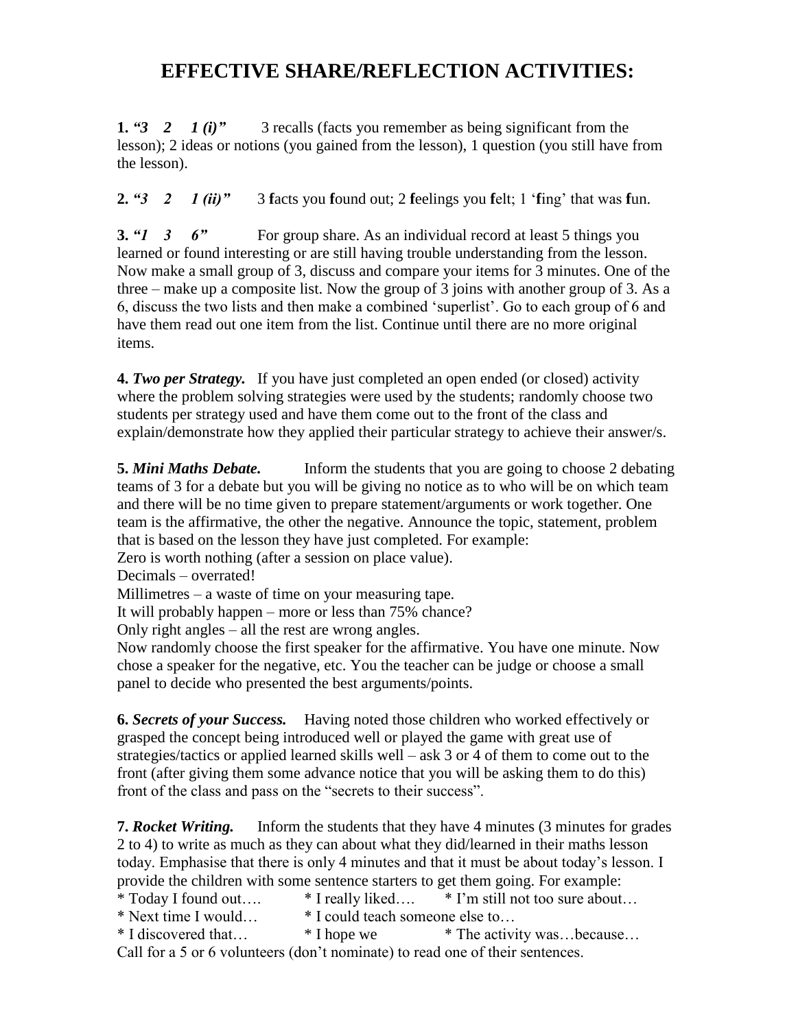# EFFECTIVE SHARE/REFLECTION ACTIVITIES:

**1.** ***"3   2   1 (i)"*** 3 recalls (facts you remember as being significant from the lesson); 2 ideas or notions (you gained from the lesson), 1 question (you still have from the lesson).

**2.** ***"3   2   1 (ii)"*** 3 **f**acts you **f**ound out; 2 **f**eelings you **f**elt; 1 '**f**ing' that was **f**un.

**3.** ***"1   3   6"*** For group share. As an individual record at least 5 things you learned or found interesting or are still having trouble understanding from the lesson. Now make a small group of 3, discuss and compare your items for 3 minutes. One of the three – make up a composite list. Now the group of 3 joins with another group of 3. As a 6, discuss the two lists and then make a combined 'superlist'. Go to each group of 6 and have them read out one item from the list. Continue until there are no more original items.

**4.** ***Two per Strategy.*** If you have just completed an open ended (or closed) activity where the problem solving strategies were used by the students; randomly choose two students per strategy used and have them come out to the front of the class and explain/demonstrate how they applied their particular strategy to achieve their answer/s.

**5.** ***Mini Maths Debate.*** Inform the students that you are going to choose 2 debating teams of 3 for a debate but you will be giving no notice as to who will be on which team and there will be no time given to prepare statement/arguments or work together. One team is the affirmative, the other the negative. Announce the topic, statement, problem that is based on the lesson they have just completed. For example:
Zero is worth nothing (after a session on place value).
Decimals – overrated!
Millimetres – a waste of time on your measuring tape.
It will probably happen – more or less than 75% chance?
Only right angles – all the rest are wrong angles.
Now randomly choose the first speaker for the affirmative. You have one minute. Now chose a speaker for the negative, etc. You the teacher can be judge or choose a small panel to decide who presented the best arguments/points.

**6.** ***Secrets of your Success.*** Having noted those children who worked effectively or grasped the concept being introduced well or played the game with great use of strategies/tactics or applied learned skills well – ask 3 or 4 of them to come out to the front (after giving them some advance notice that you will be asking them to do this) front of the class and pass on the "secrets to their success".

**7.** ***Rocket Writing.*** Inform the students that they have 4 minutes (3 minutes for grades 2 to 4) to write as much as they can about what they did/learned in their maths lesson today. Emphasise that there is only 4 minutes and that it must be about today's lesson. I provide the children with some sentence starters to get them going. For example:
* Today I found out….   * I really liked….   * I'm still not too sure about…
* Next time I would…   * I could teach someone else to…
* I discovered that…   * I hope we   * The activity was…because…
Call for a 5 or 6 volunteers (don't nominate) to read one of their sentences.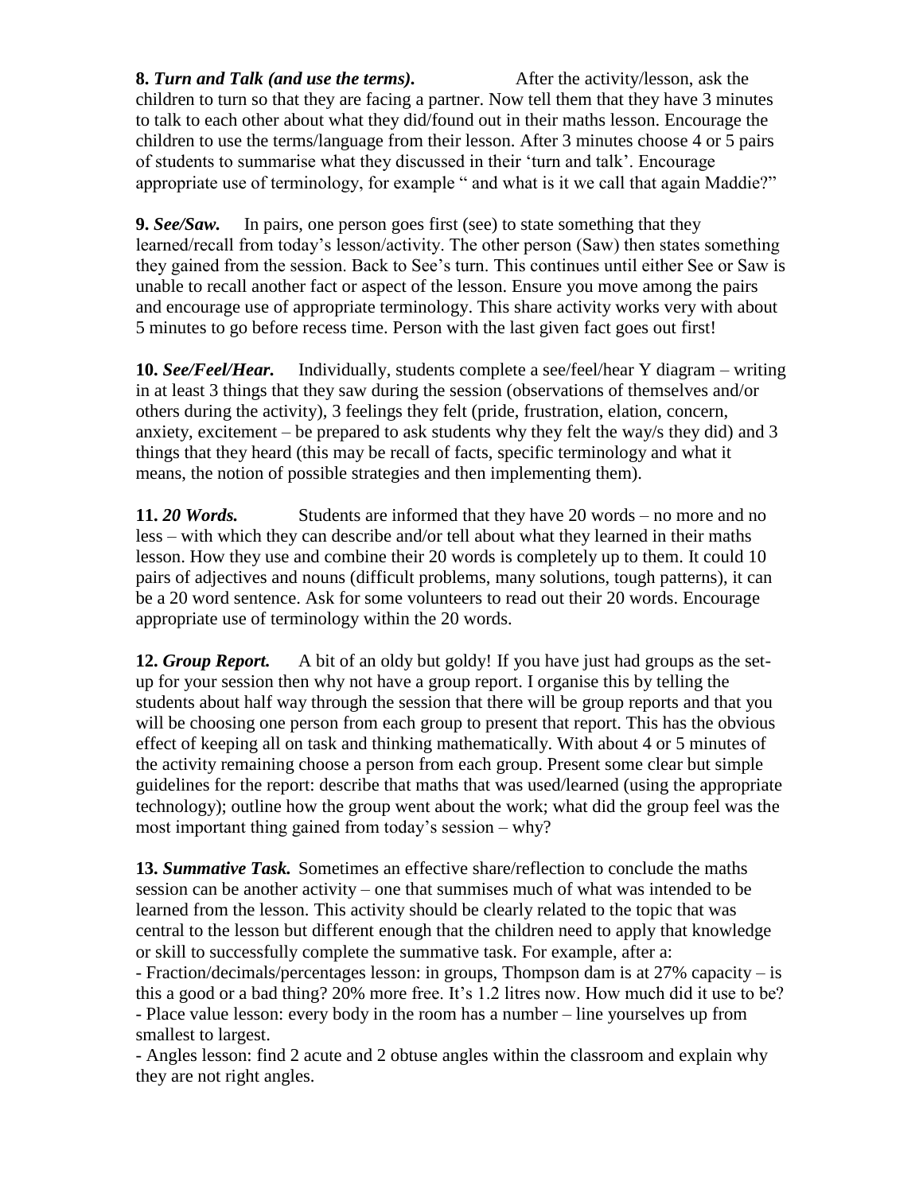**8.** ***Turn and Talk (and use the terms).*** After the activity/lesson, ask the children to turn so that they are facing a partner. Now tell them that they have 3 minutes to talk to each other about what they did/found out in their maths lesson. Encourage the children to use the terms/language from their lesson. After 3 minutes choose 4 or 5 pairs of students to summarise what they discussed in their 'turn and talk'. Encourage appropriate use of terminology, for example " and what is it we call that again Maddie?"

**9.** ***See/Saw.*** In pairs, one person goes first (see) to state something that they learned/recall from today's lesson/activity. The other person (Saw) then states something they gained from the session. Back to See's turn. This continues until either See or Saw is unable to recall another fact or aspect of the lesson. Ensure you move among the pairs and encourage use of appropriate terminology. This share activity works very with about 5 minutes to go before recess time. Person with the last given fact goes out first!

**10.** ***See/Feel/Hear.*** Individually, students complete a see/feel/hear Y diagram – writing in at least 3 things that they saw during the session (observations of themselves and/or others during the activity), 3 feelings they felt (pride, frustration, elation, concern, anxiety, excitement – be prepared to ask students why they felt the way/s they did) and 3 things that they heard (this may be recall of facts, specific terminology and what it means, the notion of possible strategies and then implementing them).

**11.** ***20 Words.*** Students are informed that they have 20 words – no more and no less – with which they can describe and/or tell about what they learned in their maths lesson. How they use and combine their 20 words is completely up to them. It could 10 pairs of adjectives and nouns (difficult problems, many solutions, tough patterns), it can be a 20 word sentence. Ask for some volunteers to read out their 20 words. Encourage appropriate use of terminology within the 20 words.

**12.** ***Group Report.*** A bit of an oldy but goldy! If you have just had groups as the set-up for your session then why not have a group report. I organise this by telling the students about half way through the session that there will be group reports and that you will be choosing one person from each group to present that report. This has the obvious effect of keeping all on task and thinking mathematically. With about 4 or 5 minutes of the activity remaining choose a person from each group. Present some clear but simple guidelines for the report: describe that maths that was used/learned (using the appropriate technology); outline how the group went about the work; what did the group feel was the most important thing gained from today's session – why?

**13.** ***Summative Task.*** Sometimes an effective share/reflection to conclude the maths session can be another activity – one that summises much of what was intended to be learned from the lesson. This activity should be clearly related to the topic that was central to the lesson but different enough that the children need to apply that knowledge or skill to successfully complete the summative task. For example, after a:

- Fraction/decimals/percentages lesson: in groups, Thompson dam is at 27% capacity – is this a good or a bad thing? 20% more free. It's 1.2 litres now. How much did it use to be?
- Place value lesson: every body in the room has a number – line yourselves up from smallest to largest.
- Angles lesson: find 2 acute and 2 obtuse angles within the classroom and explain why they are not right angles.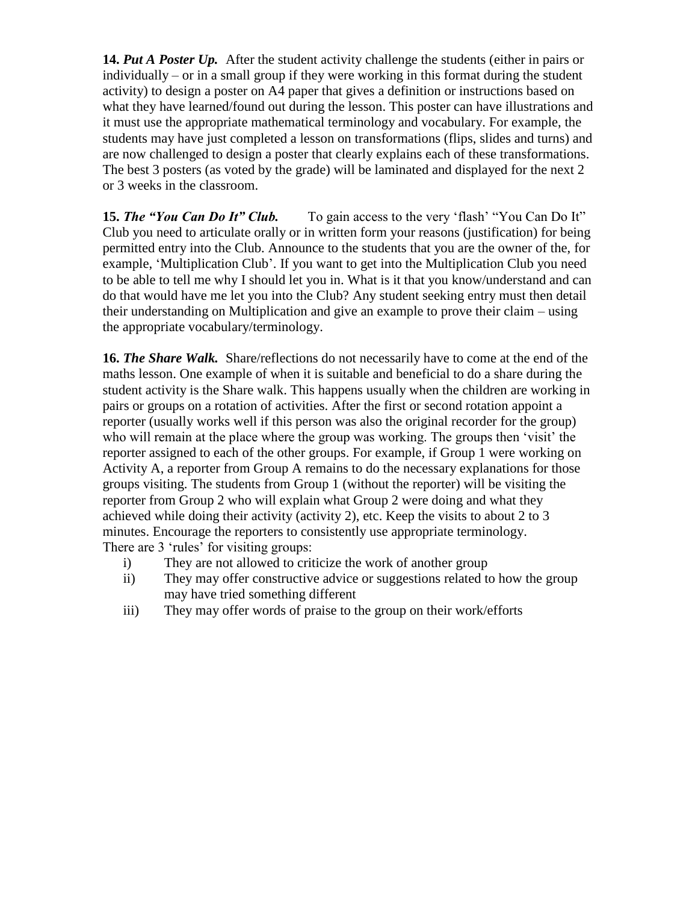**14. *Put A Poster Up.*** After the student activity challenge the students (either in pairs or individually – or in a small group if they were working in this format during the student activity) to design a poster on A4 paper that gives a definition or instructions based on what they have learned/found out during the lesson. This poster can have illustrations and it must use the appropriate mathematical terminology and vocabulary. For example, the students may have just completed a lesson on transformations (flips, slides and turns) and are now challenged to design a poster that clearly explains each of these transformations. The best 3 posters (as voted by the grade) will be laminated and displayed for the next 2 or 3 weeks in the classroom.

**15. *The "You Can Do It" Club.*** To gain access to the very 'flash' "You Can Do It" Club you need to articulate orally or in written form your reasons (justification) for being permitted entry into the Club. Announce to the students that you are the owner of the, for example, 'Multiplication Club'. If you want to get into the Multiplication Club you need to be able to tell me why I should let you in. What is it that you know/understand and can do that would have me let you into the Club? Any student seeking entry must then detail their understanding on Multiplication and give an example to prove their claim – using the appropriate vocabulary/terminology.

**16. *The Share Walk.*** Share/reflections do not necessarily have to come at the end of the maths lesson. One example of when it is suitable and beneficial to do a share during the student activity is the Share walk. This happens usually when the children are working in pairs or groups on a rotation of activities. After the first or second rotation appoint a reporter (usually works well if this person was also the original recorder for the group) who will remain at the place where the group was working. The groups then 'visit' the reporter assigned to each of the other groups. For example, if Group 1 were working on Activity A, a reporter from Group A remains to do the necessary explanations for those groups visiting. The students from Group 1 (without the reporter) will be visiting the reporter from Group 2 who will explain what Group 2 were doing and what they achieved while doing their activity (activity 2), etc. Keep the visits to about 2 to 3 minutes. Encourage the reporters to consistently use appropriate terminology.
There are 3 'rules' for visiting groups:

i) They are not allowed to criticize the work of another group
ii) They may offer constructive advice or suggestions related to how the group may have tried something different
iii) They may offer words of praise to the group on their work/efforts